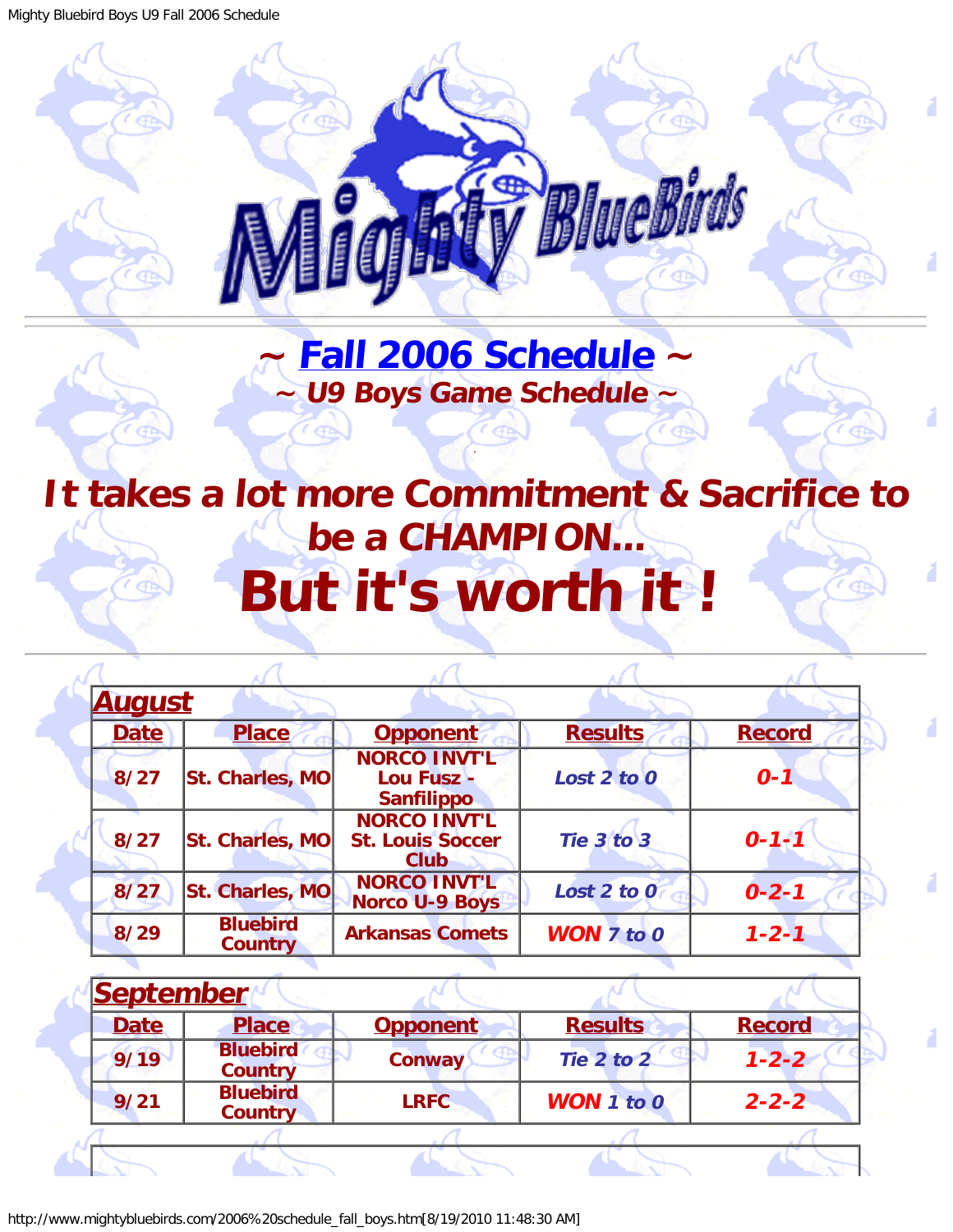# ~ Fall 2006 Schedule ~

## ~ U9 Boys Game Schedule ~

## It takes a lot more Commitment & Sacrifice to be a CHAMPION...

# But it's worth it !

**August**

| Date | Place | Opponent | Results | Record |
|---|---|---|---|---|
| 8/27 | St. Charles, MO | NORCO INVT'L Lou Fusz - Sanfilippo | Lost 2 to 0 | 0-1 |
| 8/27 | St. Charles, MO | NORCO INVT'L St. Louis Soccer Club | Tie 3 to 3 | 0-1-1 |
| 8/27 | St. Charles, MO | NORCO INVT'L Norco U-9 Boys | Lost 2 to 0 | 0-2-1 |
| 8/29 | Bluebird Country | Arkansas Comets | WON 7 to 0 | 1-2-1 |

**September**

| Date | Place | Opponent | Results | Record |
|---|---|---|---|---|
| 9/19 | Bluebird Country | Conway | Tie 2 to 2 | 1-2-2 |
| 9/21 | Bluebird Country | LRFC | WON 1 to 0 | 2-2-2 |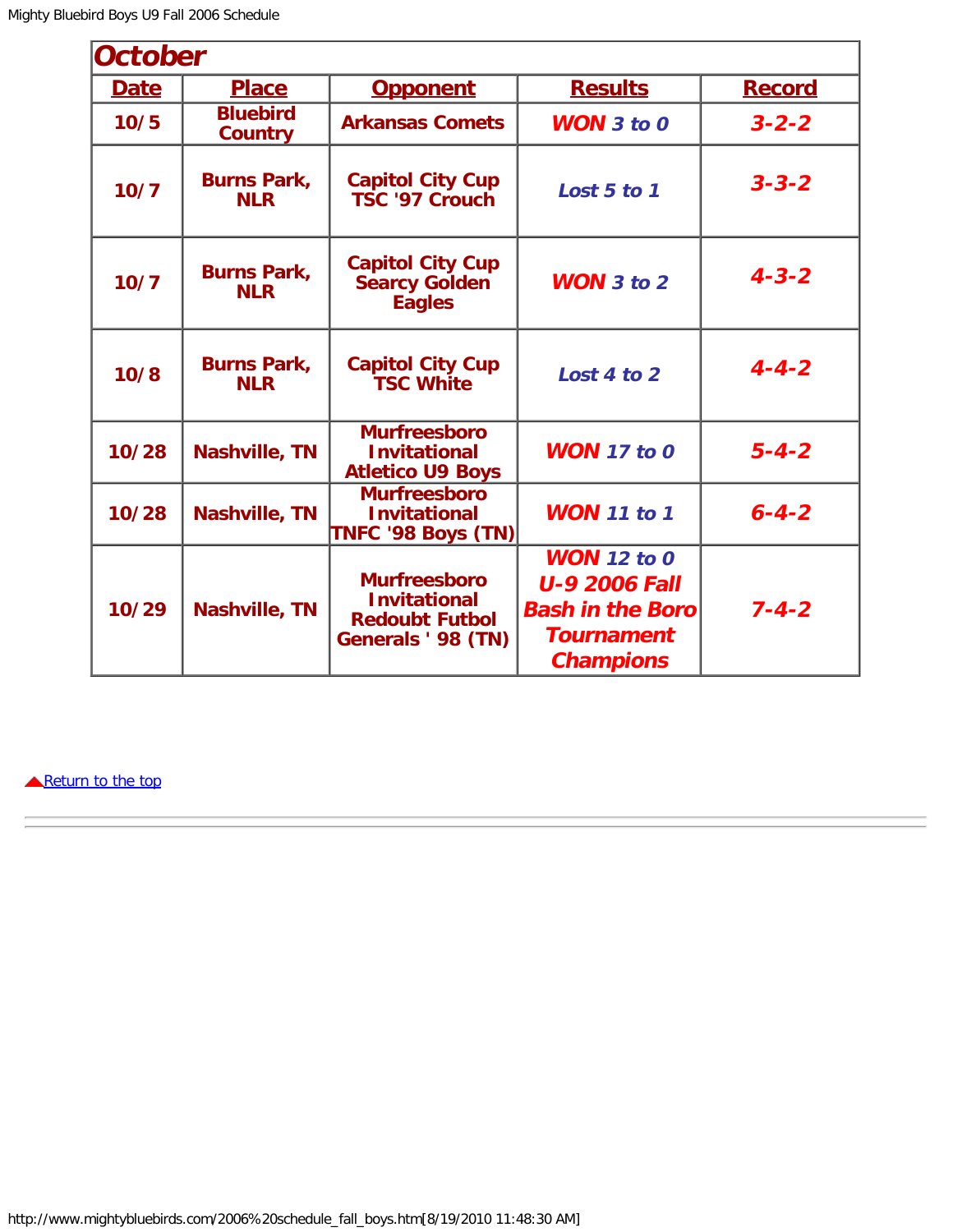| October | | | | |
| --- | --- | --- | --- | --- |
| **Date** | **Place** | **Opponent** | **Results** | **Record** |
| 10/5 | Bluebird Country | Arkansas Comets | ***WON** 3 to 0* | *3-2-2* |
| 10/7 | Burns Park, NLR | Capitol City Cup TSC '97 Crouch | *Lost 5 to 1* | *3-3-2* |
| 10/7 | Burns Park, NLR | Capitol City Cup Searcy Golden Eagles | ***WON** 3 to 2* | *4-3-2* |
| 10/8 | Burns Park, NLR | Capitol City Cup TSC White | *Lost 4 to 2* | *4-4-2* |
| 10/28 | Nashville, TN | Murfreesboro Invitational Atletico U9 Boys | ***WON** 17 to 0* | *5-4-2* |
| 10/28 | Nashville, TN | Murfreesboro Invitational TNFC '98 Boys (TN) | ***WON** 11 to 1* | *6-4-2* |
| 10/29 | Nashville, TN | Murfreesboro Invitational Redoubt Futbol Generals ' 98 (TN) | ***WON** 12 to 0 U-9 2006 Fall Bash in the Boro Tournament Champions* | *7-4-2* |

Return to the top